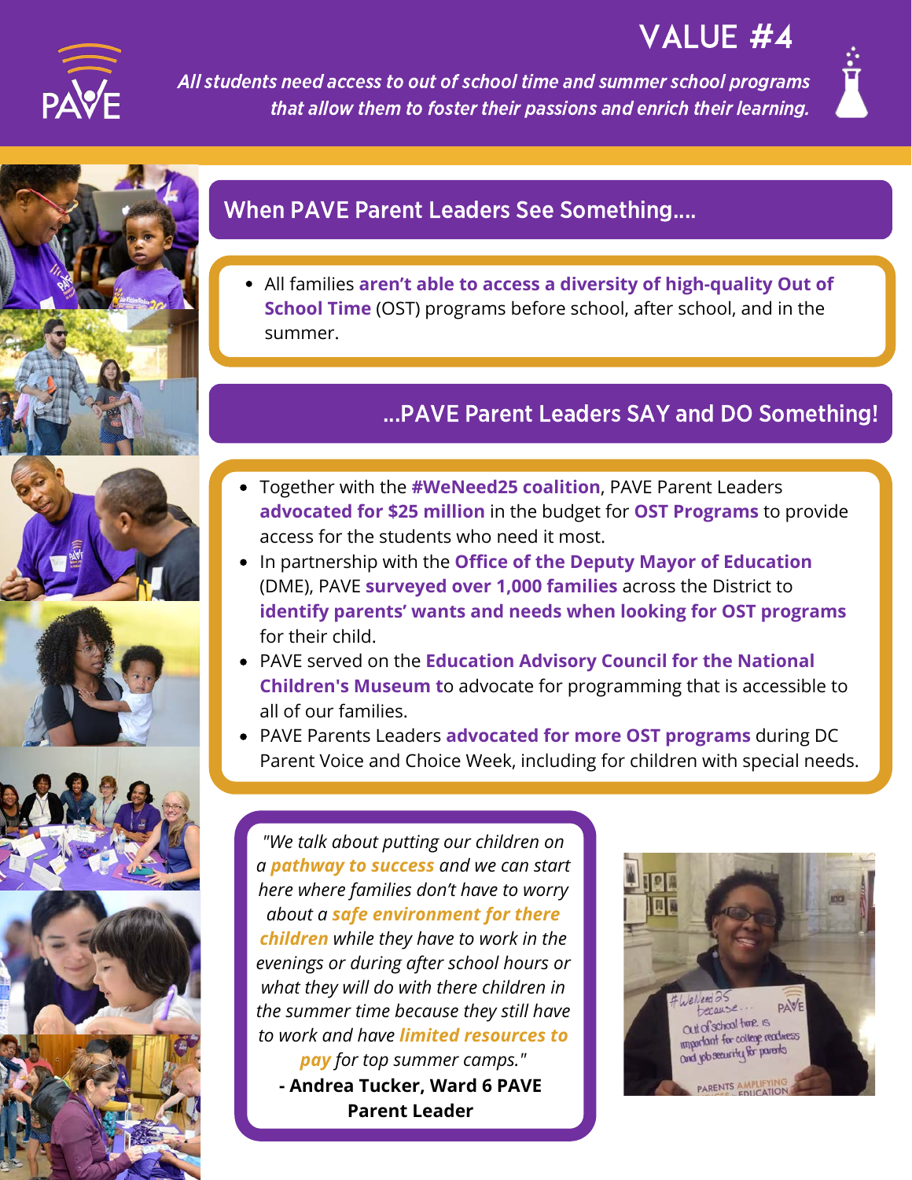# VALUE #4

*All students need access to out of school time and summer school programs that allow them to foster their passions and enrich their learning.*

## When PAVE Parent Leaders See Something....

- All families **aren't able to access a diversity of high-quality Out of School Time** (OST) programs before school, after school, and in the summer.

## ...PAVE Parent Leaders SAY and DO Something!

- Together with the **#WeNeed25 coalition**, PAVE Parent Leaders **advocated for $25 million** in the budget for **OST Programs** to provide access for the students who need it most.
- In partnership with the **Office of the Deputy Mayor of Education** (DME), PAVE **surveyed over 1,000 families** across the District to **identify parents' wants and needs when looking for OST programs** for their child.
- PAVE served on the **Education Advisory Council for the National Children's Museum** to advocate for programming that is accessible to all of our families.
- PAVE Parents Leaders **advocated for more OST programs** during DC Parent Voice and Choice Week, including for children with special needs.

*"We talk about putting our children on a **pathway to success** and we can start here where families don't have to worry about a **safe environment for there children** while they have to work in the evenings or during after school hours or what they will do with there children in the summer time because they still have to work and have **limited resources to pay** for top summer camps."*

**- Andrea Tucker, Ward 6 PAVE Parent Leader**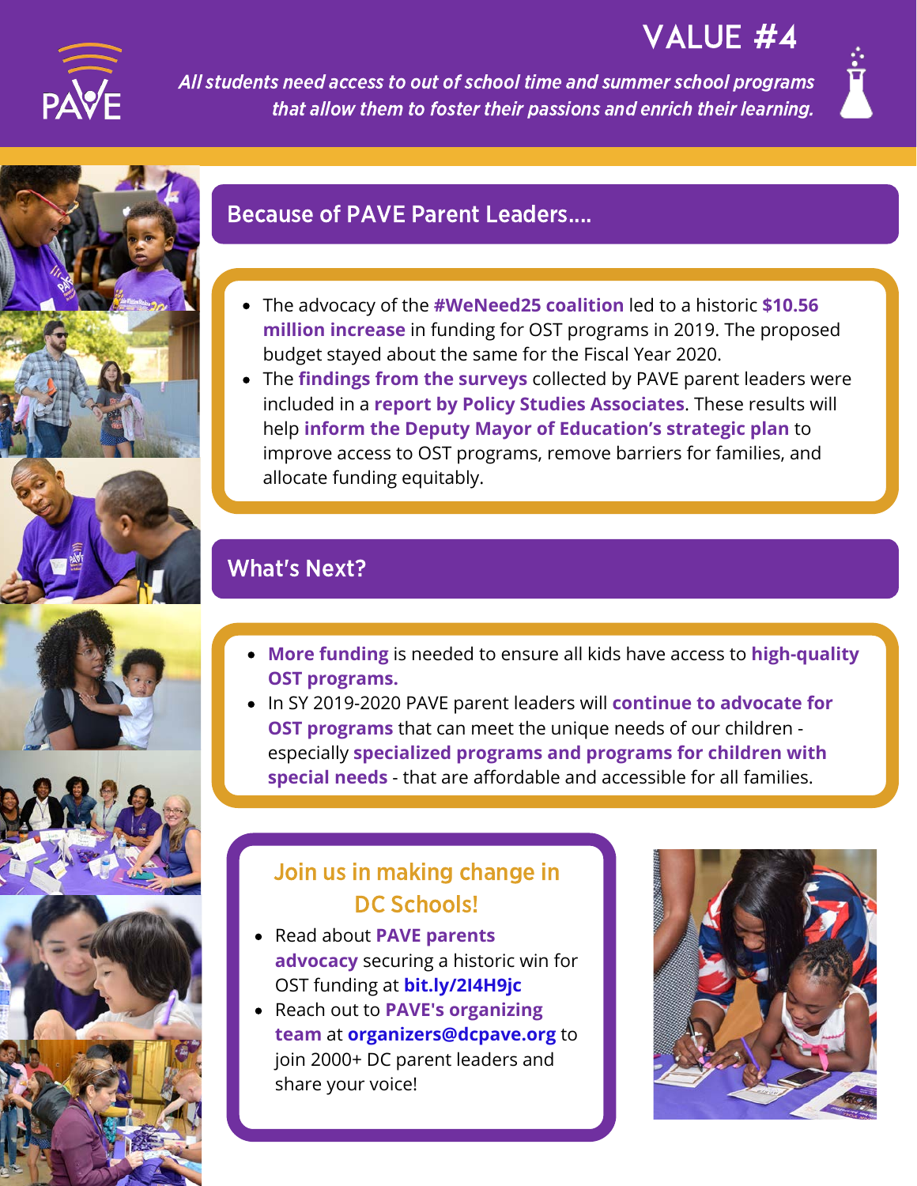# VALUE #4

*All students need access to out of school time and summer school programs that allow them to foster their passions and enrich their learning.*

## Because of PAVE Parent Leaders....

- The advocacy of the **#WeNeed25 coalition** led to a historic **$10.56 million increase** in funding for OST programs in 2019. The proposed budget stayed about the same for the Fiscal Year 2020.
- The **findings from the surveys** collected by PAVE parent leaders were included in a **report by Policy Studies Associates**. These results will help **inform the Deputy Mayor of Education's strategic plan** to improve access to OST programs, remove barriers for families, and allocate funding equitably.

## What's Next?

- **More funding** is needed to ensure all kids have access to **high-quality OST programs.**
- In SY 2019-2020 PAVE parent leaders will **continue to advocate for OST programs** that can meet the unique needs of our children - especially **specialized programs and programs for children with special needs** - that are affordable and accessible for all families.

### Join us in making change in DC Schools!

- Read about **PAVE parents advocacy** securing a historic win for OST funding at **bit.ly/2I4H9jc**
- Reach out to **PAVE's organizing team** at **organizers@dcpave.org** to join 2000+ DC parent leaders and share your voice!